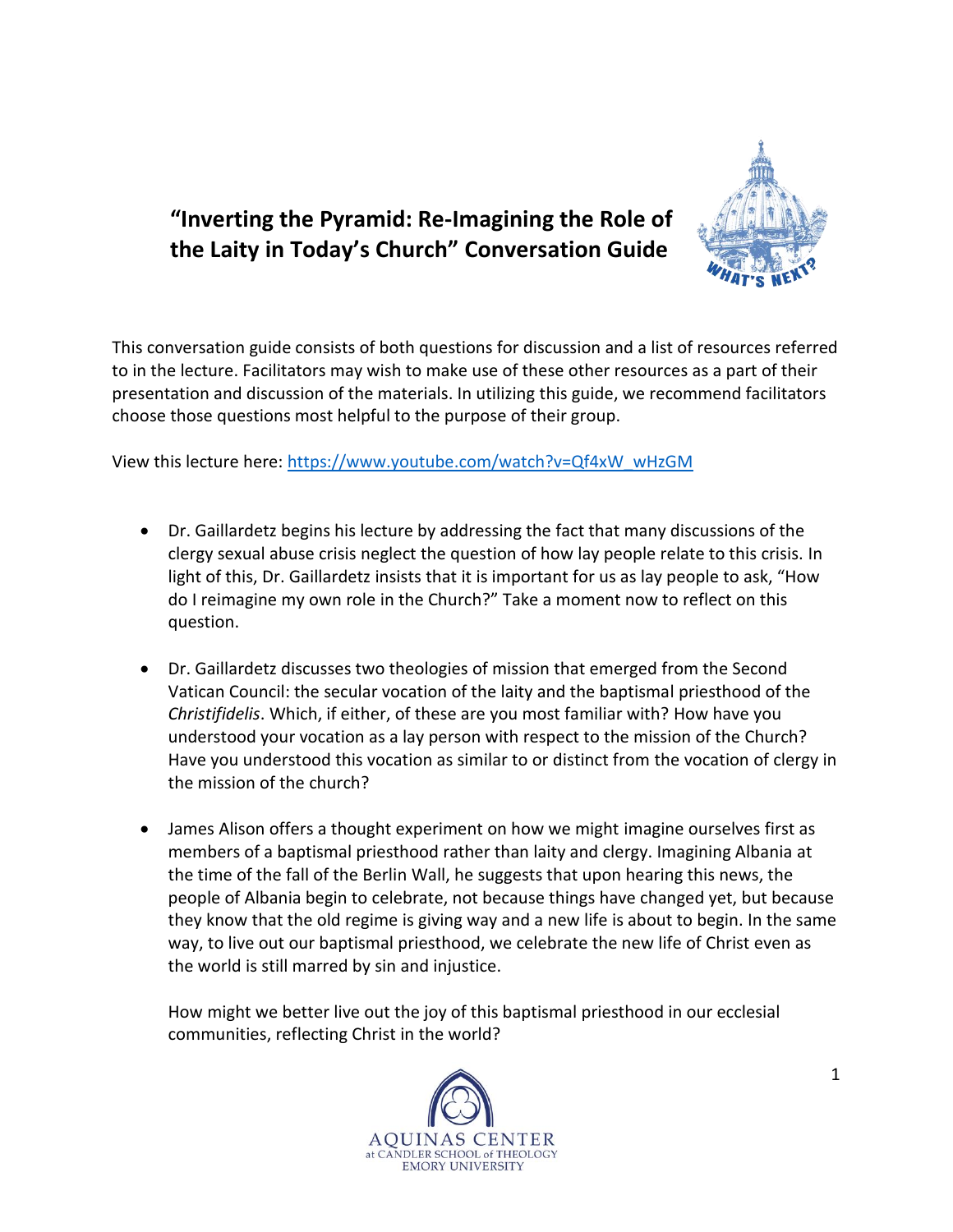# "Inverting the Pyramid: Re-Imagining the Role of the Laity in Today's Church" Conversation Guide

This conversation guide consists of both questions for discussion and a list of resources referred to in the lecture. Facilitators may wish to make use of these other resources as a part of their presentation and discussion of the materials. In utilizing this guide, we recommend facilitators choose those questions most helpful to the purpose of their group.

View this lecture here: https://www.youtube.com/watch?v=Qf4xW_wHzGM

- Dr. Gaillardetz begins his lecture by addressing the fact that many discussions of the clergy sexual abuse crisis neglect the question of how lay people relate to this crisis. In light of this, Dr. Gaillardetz insists that it is important for us as lay people to ask, "How do I reimagine my own role in the Church?" Take a moment now to reflect on this question.

- Dr. Gaillardetz discusses two theologies of mission that emerged from the Second Vatican Council: the secular vocation of the laity and the baptismal priesthood of the *Christifidelis*. Which, if either, of these are you most familiar with? How have you understood your vocation as a lay person with respect to the mission of the Church? Have you understood this vocation as similar to or distinct from the vocation of clergy in the mission of the church?

- James Alison offers a thought experiment on how we might imagine ourselves first as members of a baptismal priesthood rather than laity and clergy. Imagining Albania at the time of the fall of the Berlin Wall, he suggests that upon hearing this news, the people of Albania begin to celebrate, not because things have changed yet, but because they know that the old regime is giving way and a new life is about to begin. In the same way, to live out our baptismal priesthood, we celebrate the new life of Christ even as the world is still marred by sin and injustice.

  How might we better live out the joy of this baptismal priesthood in our ecclesial communities, reflecting Christ in the world?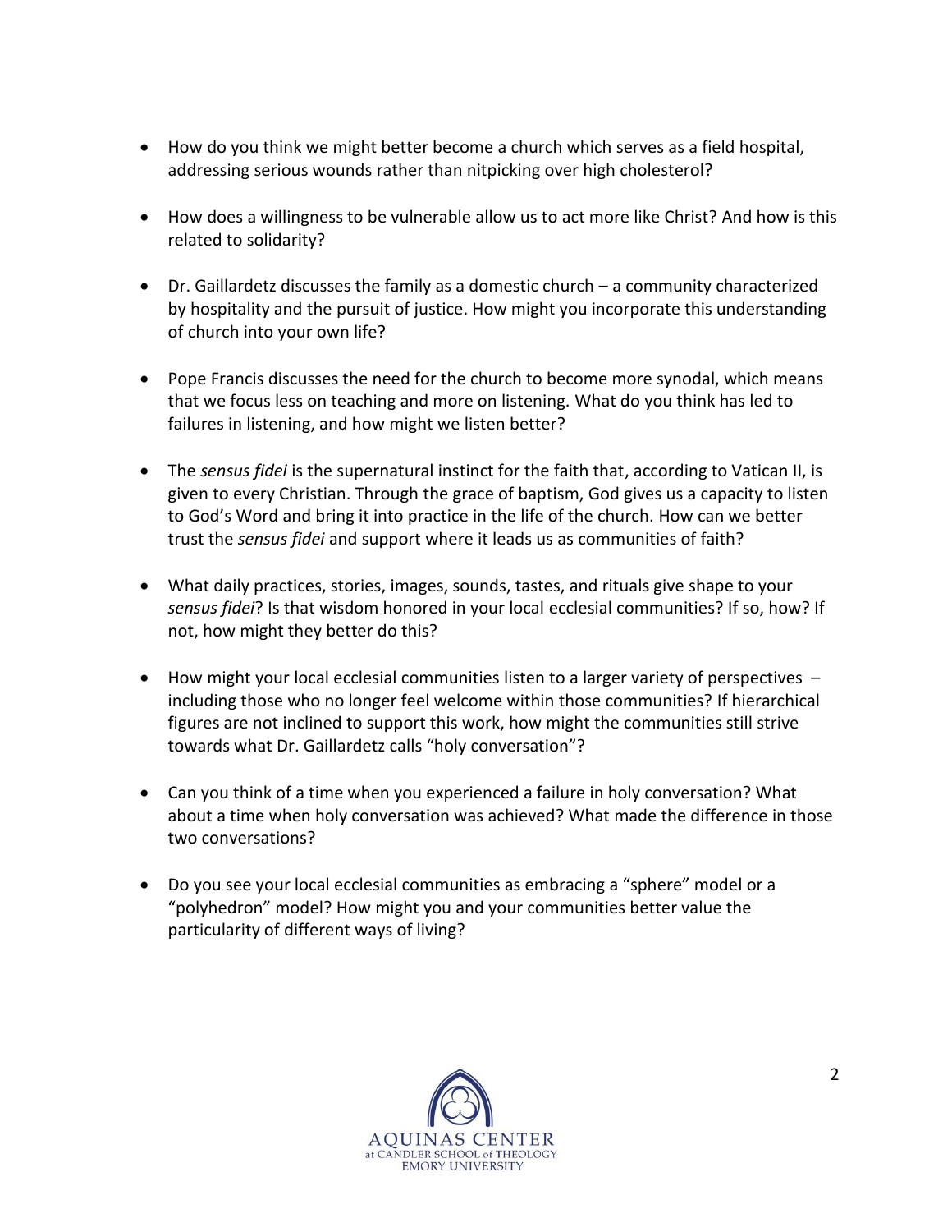- How do you think we might better become a church which serves as a field hospital, addressing serious wounds rather than nitpicking over high cholesterol?

- How does a willingness to be vulnerable allow us to act more like Christ? And how is this related to solidarity?

- Dr. Gaillardetz discusses the family as a domestic church – a community characterized by hospitality and the pursuit of justice. How might you incorporate this understanding of church into your own life?

- Pope Francis discusses the need for the church to become more synodal, which means that we focus less on teaching and more on listening. What do you think has led to failures in listening, and how might we listen better?

- The *sensus fidei* is the supernatural instinct for the faith that, according to Vatican II, is given to every Christian. Through the grace of baptism, God gives us a capacity to listen to God's Word and bring it into practice in the life of the church. How can we better trust the *sensus fidei* and support where it leads us as communities of faith?

- What daily practices, stories, images, sounds, tastes, and rituals give shape to your *sensus fidei*? Is that wisdom honored in your local ecclesial communities? If so, how? If not, how might they better do this?

- How might your local ecclesial communities listen to a larger variety of perspectives – including those who no longer feel welcome within those communities? If hierarchical figures are not inclined to support this work, how might the communities still strive towards what Dr. Gaillardetz calls "holy conversation"?

- Can you think of a time when you experienced a failure in holy conversation? What about a time when holy conversation was achieved? What made the difference in those two conversations?

- Do you see your local ecclesial communities as embracing a "sphere" model or a "polyhedron" model? How might you and your communities better value the particularity of different ways of living?

AQUINAS CENTER
at CANDLER SCHOOL of THEOLOGY
EMORY UNIVERSITY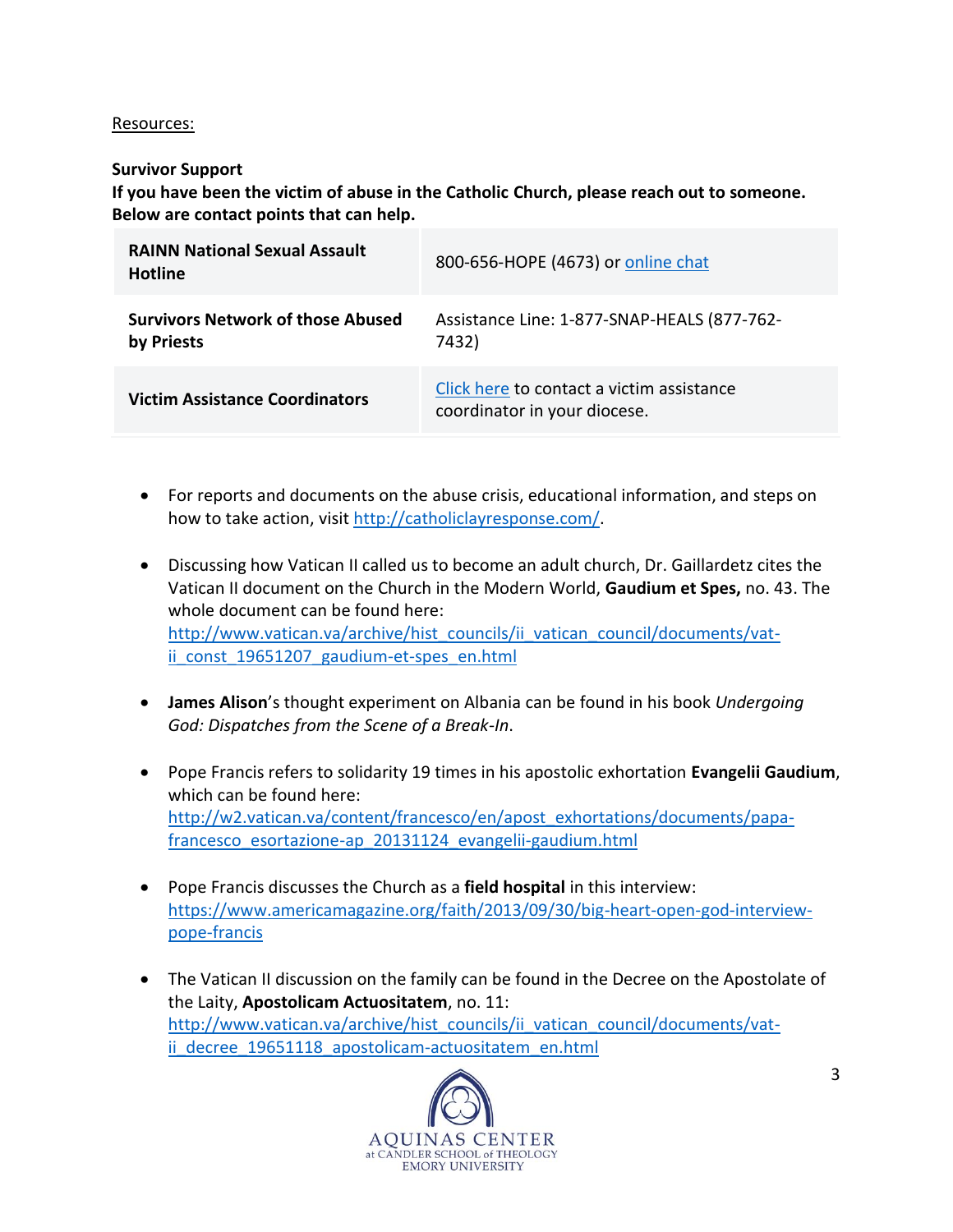Resources:

**Survivor Support**

**If you have been the victim of abuse in the Catholic Church, please reach out to someone. Below are contact points that can help.**

| | |
|---|---|
| **RAINN National Sexual Assault Hotline** | 800-656-HOPE (4673) or online chat |
| **Survivors Network of those Abused by Priests** | Assistance Line: 1-877-SNAP-HEALS (877-762-7432) |
| **Victim Assistance Coordinators** | Click here to contact a victim assistance coordinator in your diocese. |

- For reports and documents on the abuse crisis, educational information, and steps on how to take action, visit http://catholiclayresponse.com/.

- Discussing how Vatican II called us to become an adult church, Dr. Gaillardetz cites the Vatican II document on the Church in the Modern World, **Gaudium et Spes,** no. 43. The whole document can be found here: http://www.vatican.va/archive/hist_councils/ii_vatican_council/documents/vat-ii_const_19651207_gaudium-et-spes_en.html

- **James Alison**'s thought experiment on Albania can be found in his book *Undergoing God: Dispatches from the Scene of a Break-In*.

- Pope Francis refers to solidarity 19 times in his apostolic exhortation **Evangelii Gaudium**, which can be found here: http://w2.vatican.va/content/francesco/en/apost_exhortations/documents/papa-francesco_esortazione-ap_20131124_evangelii-gaudium.html

- Pope Francis discusses the Church as a **field hospital** in this interview: https://www.americamagazine.org/faith/2013/09/30/big-heart-open-god-interview-pope-francis

- The Vatican II discussion on the family can be found in the Decree on the Apostolate of the Laity, **Apostolicam Actuositatem**, no. 11: http://www.vatican.va/archive/hist_councils/ii_vatican_council/documents/vat-ii_decree_19651118_apostolicam-actuositatem_en.html

AQUINAS CENTER
at CANDLER SCHOOL of THEOLOGY
EMORY UNIVERSITY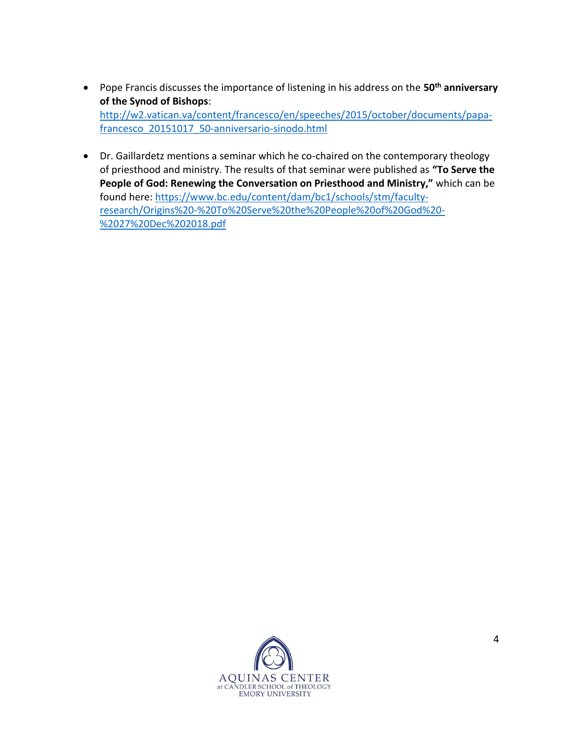- Pope Francis discusses the importance of listening in his address on the **50th anniversary of the Synod of Bishops**: http://w2.vatican.va/content/francesco/en/speeches/2015/october/documents/papa-francesco_20151017_50-anniversario-sinodo.html

- Dr. Gaillardetz mentions a seminar which he co-chaired on the contemporary theology of priesthood and ministry. The results of that seminar were published as **"To Serve the People of God: Renewing the Conversation on Priesthood and Ministry,"** which can be found here: https://www.bc.edu/content/dam/bc1/schools/stm/faculty-research/Origins%20-%20To%20Serve%20the%20People%20of%20God%20-%2027%20Dec%202018.pdf